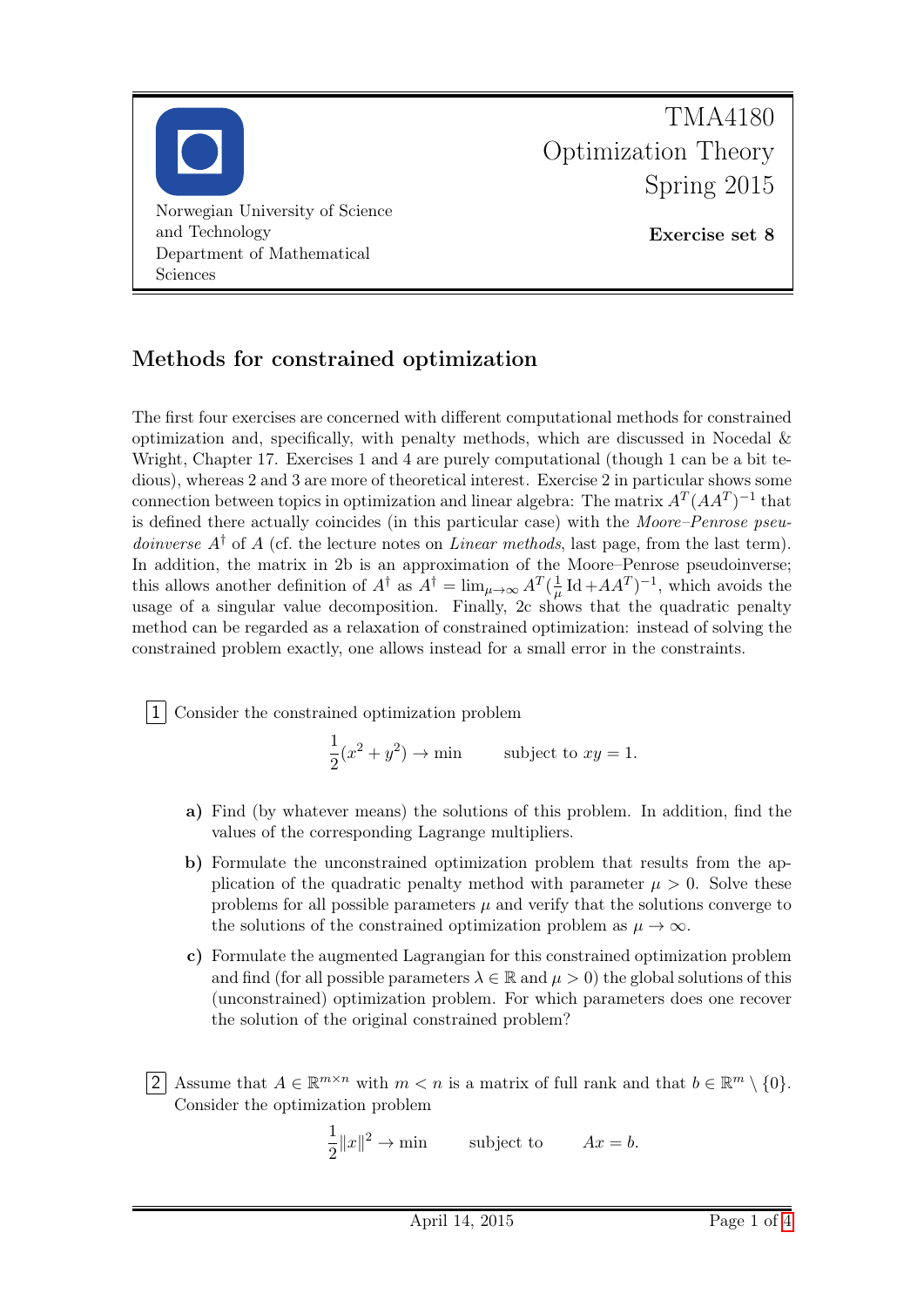TMA4180
Optimization Theory
Spring 2015

Norwegian University of Science and Technology
Department of Mathematical Sciences

**Exercise set 8**

## Methods for constrained optimization

The first four exercises are concerned with different computational methods for constrained optimization and, specifically, with penalty methods, which are discussed in Nocedal & Wright, Chapter 17. Exercises 1 and 4 are purely computational (though 1 can be a bit tedious), whereas 2 and 3 are more of theoretical interest. Exercise 2 in particular shows some connection between topics in optimization and linear algebra: The matrix $A^T(AA^T)^{-1}$ that is defined there actually coincides (in this particular case) with the *Moore–Penrose pseudoinverse* $A^\dagger$ of $A$ (cf. the lecture notes on *Linear methods*, last page, from the last term). In addition, the matrix in 2b is an approximation of the Moore–Penrose pseudoinverse; this allows another definition of $A^\dagger$ as $A^\dagger = \lim_{\mu\to\infty} A^T(\frac{1}{\mu}\operatorname{Id} + AA^T)^{-1}$, which avoids the usage of a singular value decomposition. Finally, 2c shows that the quadratic penalty method can be regarded as a relaxation of constrained optimization: instead of solving the constrained problem exactly, one allows instead for a small error in the constraints.

**1** Consider the constrained optimization problem

$$\frac{1}{2}(x^2 + y^2) \to \min \qquad \text{subject to } xy = 1.$$

**a)** Find (by whatever means) the solutions of this problem. In addition, find the values of the corresponding Lagrange multipliers.

**b)** Formulate the unconstrained optimization problem that results from the application of the quadratic penalty method with parameter $\mu > 0$. Solve these problems for all possible parameters $\mu$ and verify that the solutions converge to the solutions of the constrained optimization problem as $\mu \to \infty$.

**c)** Formulate the augmented Lagrangian for this constrained optimization problem and find (for all possible parameters $\lambda \in \mathbb{R}$ and $\mu > 0$) the global solutions of this (unconstrained) optimization problem. For which parameters does one recover the solution of the original constrained problem?

**2** Assume that $A \in \mathbb{R}^{m\times n}$ with $m < n$ is a matrix of full rank and that $b \in \mathbb{R}^m \setminus \{0\}$. Consider the optimization problem

$$\frac{1}{2}\|x\|^2 \to \min \qquad \text{subject to} \qquad Ax = b.$$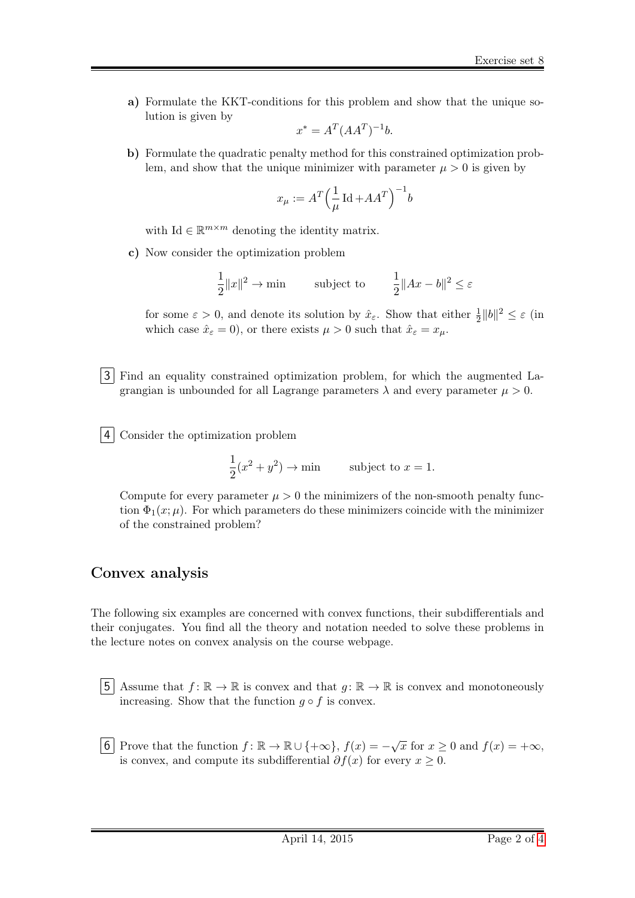**a)** Formulate the KKT-conditions for this problem and show that the unique solution is given by

$$x^* = A^T(AA^T)^{-1}b.$$

**b)** Formulate the quadratic penalty method for this constrained optimization problem, and show that the unique minimizer with parameter $\mu > 0$ is given by

$$x_\mu := A^T\Big(\frac{1}{\mu}\operatorname{Id} + AA^T\Big)^{-1}b$$

with $\operatorname{Id} \in \mathbb{R}^{m\times m}$ denoting the identity matrix.

**c)** Now consider the optimization problem

$$\frac{1}{2}\|x\|^2 \to \min \qquad \text{subject to} \qquad \frac{1}{2}\|Ax - b\|^2 \le \varepsilon$$

for some $\varepsilon > 0$, and denote its solution by $\hat{x}_\varepsilon$. Show that either $\frac{1}{2}\|b\|^2 \le \varepsilon$ (in which case $\hat{x}_\varepsilon = 0$), or there exists $\mu > 0$ such that $\hat{x}_\varepsilon = x_\mu$.

**3** Find an equality constrained optimization problem, for which the augmented Lagrangian is unbounded for all Lagrange parameters $\lambda$ and every parameter $\mu > 0$.

**4** Consider the optimization problem

$$\frac{1}{2}(x^2 + y^2) \to \min \qquad \text{subject to } x = 1.$$

Compute for every parameter $\mu > 0$ the minimizers of the non-smooth penalty function $\Phi_1(x;\mu)$. For which parameters do these minimizers coincide with the minimizer of the constrained problem?

## Convex analysis

The following six examples are concerned with convex functions, their subdifferentials and their conjugates. You find all the theory and notation needed to solve these problems in the lecture notes on convex analysis on the course webpage.

**5** Assume that $f\colon \mathbb{R} \to \mathbb{R}$ is convex and that $g\colon \mathbb{R} \to \mathbb{R}$ is convex and monotoneously increasing. Show that the function $g \circ f$ is convex.

**6** Prove that the function $f\colon \mathbb{R} \to \mathbb{R} \cup \{+\infty\}$, $f(x) = -\sqrt{x}$ for $x \ge 0$ and $f(x) = +\infty$, is convex, and compute its subdifferential $\partial f(x)$ for every $x \ge 0$.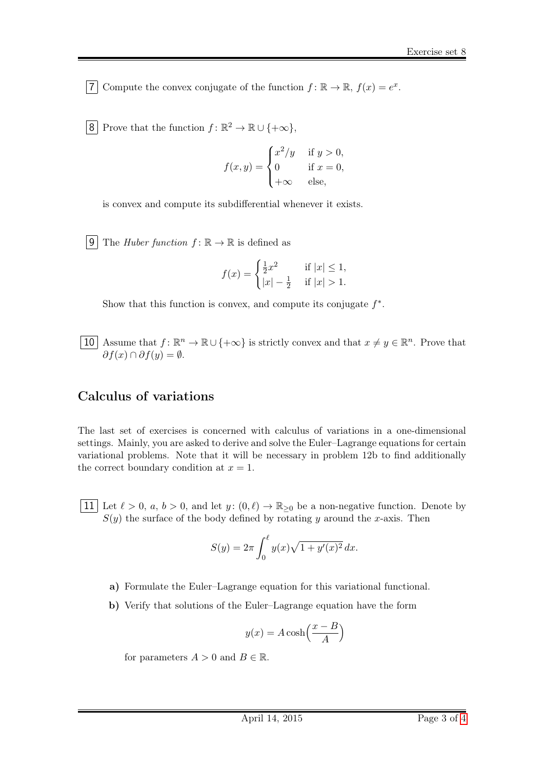**7** Compute the convex conjugate of the function $f\colon \mathbb{R} \to \mathbb{R}$, $f(x) = e^x$.

**8** Prove that the function $f\colon \mathbb{R}^2 \to \mathbb{R} \cup \{+\infty\}$,

$$f(x,y) = \begin{cases} x^2/y & \text{if } y > 0, \\ 0 & \text{if } x = 0, \\ +\infty & \text{else,} \end{cases}$$

is convex and compute its subdifferential whenever it exists.

**9** The *Huber function* $f\colon \mathbb{R} \to \mathbb{R}$ is defined as

$$f(x) = \begin{cases} \frac{1}{2}x^2 & \text{if } |x| \le 1, \\ |x| - \frac{1}{2} & \text{if } |x| > 1. \end{cases}$$

Show that this function is convex, and compute its conjugate $f^*$.

**10** Assume that $f\colon \mathbb{R}^n \to \mathbb{R} \cup \{+\infty\}$ is strictly convex and that $x \neq y \in \mathbb{R}^n$. Prove that $\partial f(x) \cap \partial f(y) = \emptyset$.

## Calculus of variations

The last set of exercises is concerned with calculus of variations in a one-dimensional settings. Mainly, you are asked to derive and solve the Euler–Lagrange equations for certain variational problems. Note that it will be necessary in problem 12b to find additionally the correct boundary condition at $x = 1$.

**11** Let $\ell > 0$, $a$, $b > 0$, and let $y\colon (0, \ell) \to \mathbb{R}_{\geq 0}$ be a non-negative function. Denote by $S(y)$ the surface of the body defined by rotating $y$ around the $x$-axis. Then

$$S(y) = 2\pi \int_0^\ell y(x)\sqrt{1 + y'(x)^2}\, dx.$$

**a)** Formulate the Euler–Lagrange equation for this variational functional.

**b)** Verify that solutions of the Euler–Lagrange equation have the form

$$y(x) = A \cosh\Big(\frac{x - B}{A}\Big)$$

for parameters $A > 0$ and $B \in \mathbb{R}$.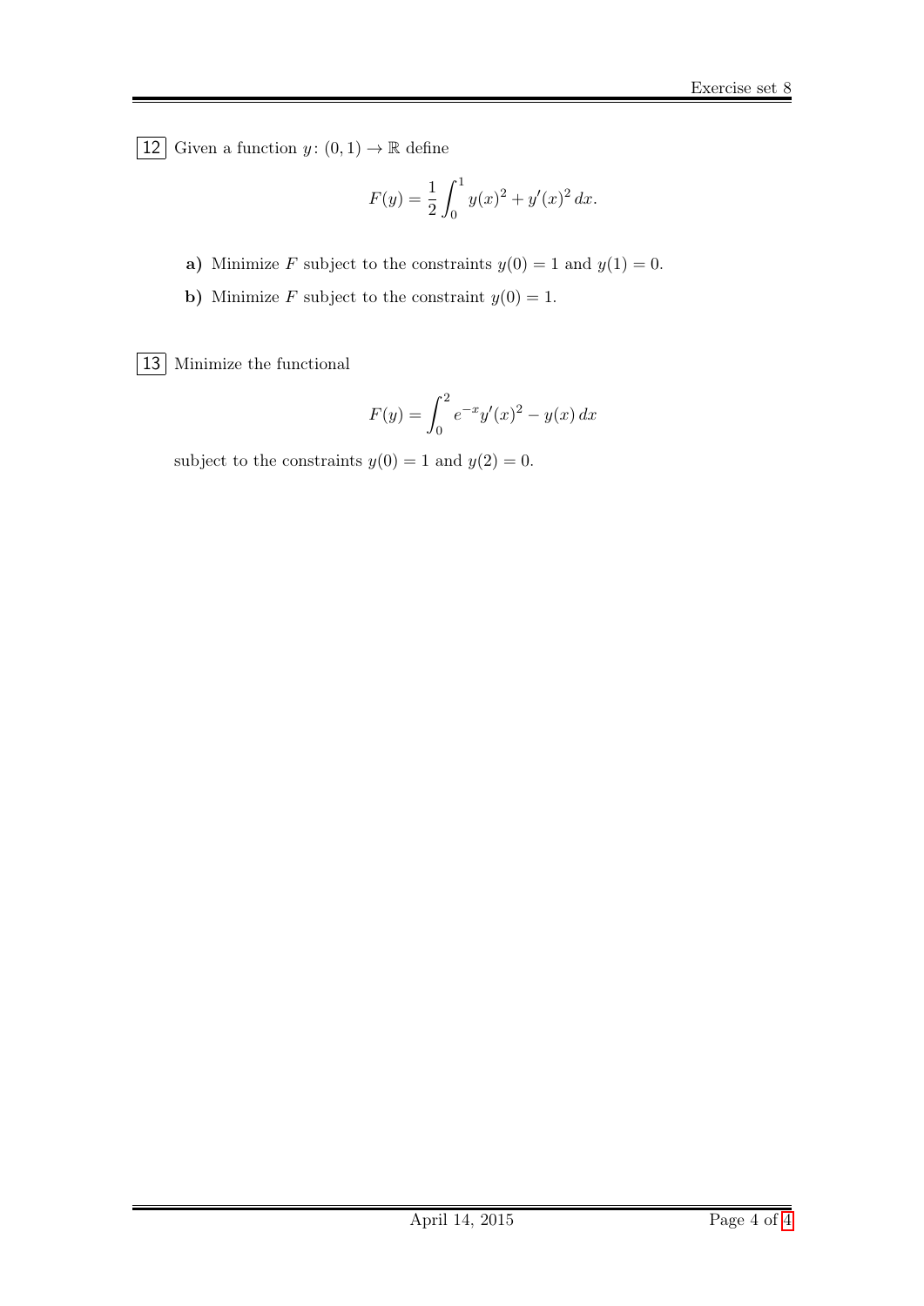**12** Given a function $y\colon (0,1) \to \mathbb{R}$ define

$$F(y) = \frac{1}{2}\int_0^1 y(x)^2 + y'(x)^2\,dx.$$

**a)** Minimize $F$ subject to the constraints $y(0) = 1$ and $y(1) = 0$.

**b)** Minimize $F$ subject to the constraint $y(0) = 1$.

**13** Minimize the functional

$$F(y) = \int_0^2 e^{-x} y'(x)^2 - y(x)\,dx$$

subject to the constraints $y(0) = 1$ and $y(2) = 0$.